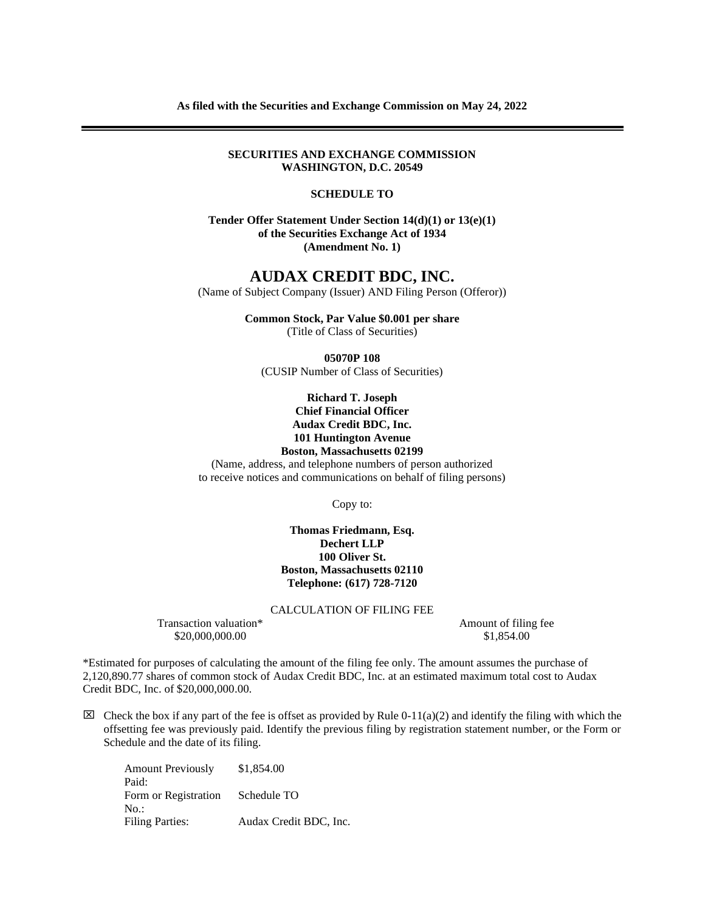**As filed with the Securities and Exchange Commission on May 24, 2022**

---

**SECURITIES AND EXCHANGE COMMISSION**
**WASHINGTON, D.C. 20549**

**SCHEDULE TO**

**Tender Offer Statement Under Section 14(d)(1) or 13(e)(1)**
**of the Securities Exchange Act of 1934**
**(Amendment No. 1)**

# AUDAX CREDIT BDC, INC.

(Name of Subject Company (Issuer) AND Filing Person (Offeror))

**Common Stock, Par Value $0.001 per share**
(Title of Class of Securities)

**05070P 108**
(CUSIP Number of Class of Securities)

**Richard T. Joseph**
**Chief Financial Officer**
**Audax Credit BDC, Inc.**
**101 Huntington Avenue**
**Boston, Massachusetts 02199**
(Name, address, and telephone numbers of person authorized
to receive notices and communications on behalf of filing persons)

Copy to:

**Thomas Friedmann, Esq.**
**Dechert LLP**
**100 Oliver St.**
**Boston, Massachusetts 02110**
**Telephone: (617) 728-7120**

CALCULATION OF FILING FEE

| Transaction valuation* | Amount of filing fee |
| --- | --- |
| $20,000,000.00 | $1,854.00 |

*Estimated for purposes of calculating the amount of the filing fee only. The amount assumes the purchase of 2,120,890.77 shares of common stock of Audax Credit BDC, Inc. at an estimated maximum total cost to Audax Credit BDC, Inc. of $20,000,000.00.

☒ Check the box if any part of the fee is offset as provided by Rule 0-11(a)(2) and identify the filing with which the offsetting fee was previously paid. Identify the previous filing by registration statement number, or the Form or Schedule and the date of its filing.

| | |
| --- | --- |
| Amount Previously Paid: | $1,854.00 |
| Form or Registration No.: | Schedule TO |
| Filing Parties: | Audax Credit BDC, Inc. |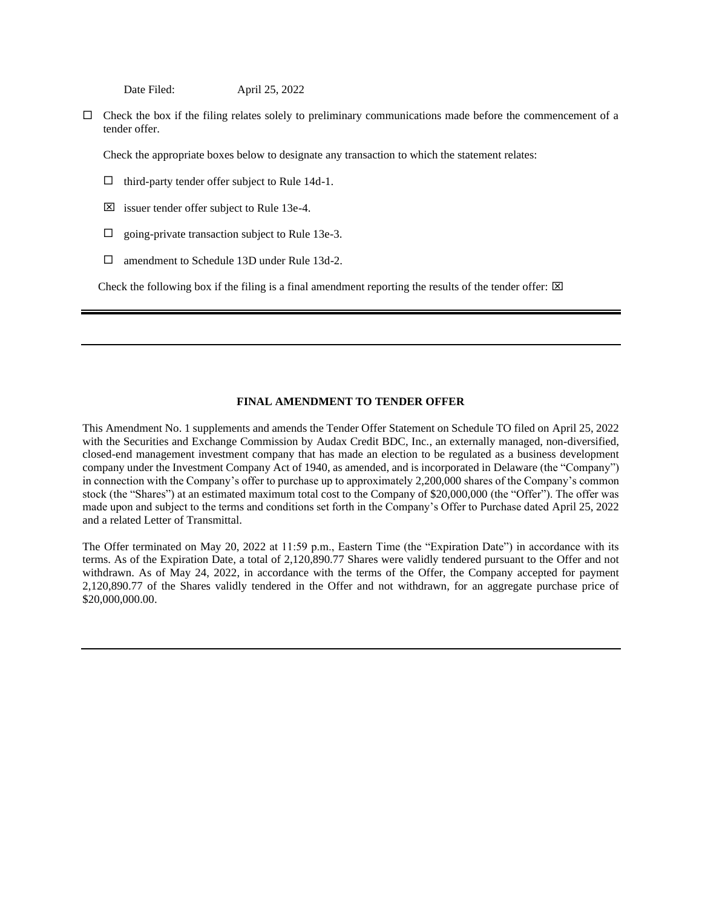Date Filed: April 25, 2022

☐ Check the box if the filing relates solely to preliminary communications made before the commencement of a tender offer.

Check the appropriate boxes below to designate any transaction to which the statement relates:

☐ third-party tender offer subject to Rule 14d-1.

☒ issuer tender offer subject to Rule 13e-4.

☐ going-private transaction subject to Rule 13e-3.

☐ amendment to Schedule 13D under Rule 13d-2.

Check the following box if the filing is a final amendment reporting the results of the tender offer: ☒

---

---

**FINAL AMENDMENT TO TENDER OFFER**

This Amendment No. 1 supplements and amends the Tender Offer Statement on Schedule TO filed on April 25, 2022 with the Securities and Exchange Commission by Audax Credit BDC, Inc., an externally managed, non-diversified, closed-end management investment company that has made an election to be regulated as a business development company under the Investment Company Act of 1940, as amended, and is incorporated in Delaware (the "Company") in connection with the Company's offer to purchase up to approximately 2,200,000 shares of the Company's common stock (the "Shares") at an estimated maximum total cost to the Company of $20,000,000 (the "Offer"). The offer was made upon and subject to the terms and conditions set forth in the Company's Offer to Purchase dated April 25, 2022 and a related Letter of Transmittal.

The Offer terminated on May 20, 2022 at 11:59 p.m., Eastern Time (the "Expiration Date") in accordance with its terms. As of the Expiration Date, a total of 2,120,890.77 Shares were validly tendered pursuant to the Offer and not withdrawn. As of May 24, 2022, in accordance with the terms of the Offer, the Company accepted for payment 2,120,890.77 of the Shares validly tendered in the Offer and not withdrawn, for an aggregate purchase price of $20,000,000.00.

---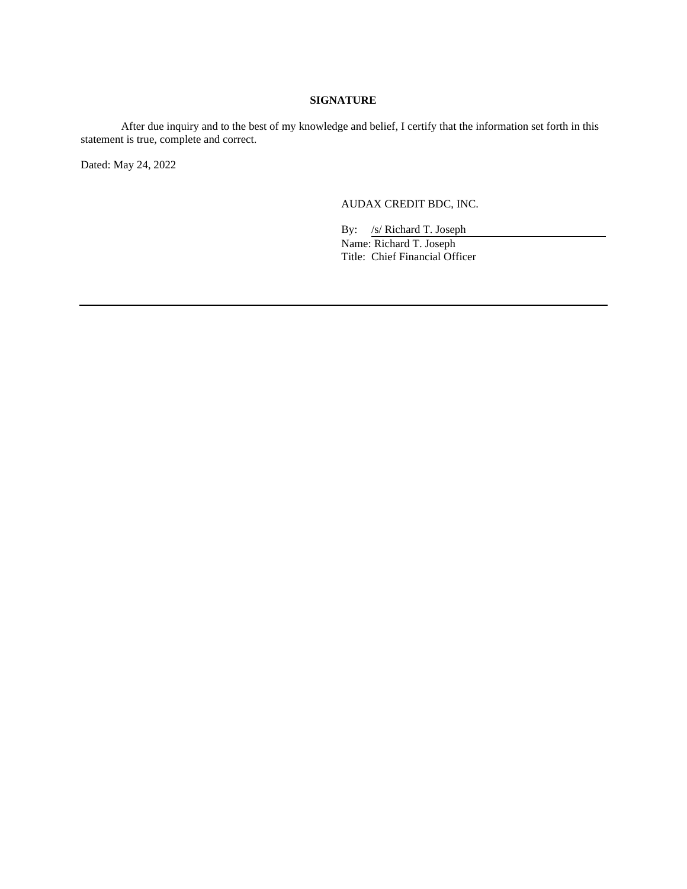**SIGNATURE**

After due inquiry and to the best of my knowledge and belief, I certify that the information set forth in this statement is true, complete and correct.

Dated: May 24, 2022

AUDAX CREDIT BDC, INC.

By: /s/ Richard T. Joseph
Name: Richard T. Joseph
Title: Chief Financial Officer